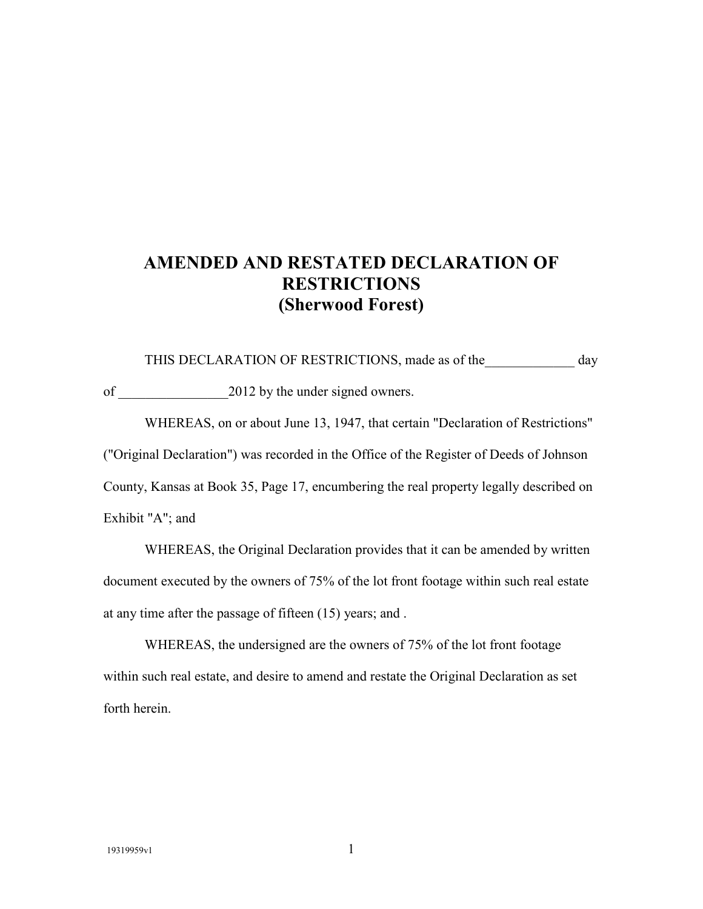# AMENDED AND RESTATED DECLARATION OF RESTRICTIONS (Sherwood Forest)

THIS DECLARATION OF RESTRICTIONS, made as of the_____________ day of ________________2012 by the under signed owners.

WHEREAS, on or about June 13, 1947, that certain "Declaration of Restrictions" ("Original Declaration") was recorded in the Office of the Register of Deeds of Johnson County, Kansas at Book 35, Page 17, encumbering the real property legally described on Exhibit "A"; and

WHEREAS, the Original Declaration provides that it can be amended by written document executed by the owners of 75% of the lot front footage within such real estate at any time after the passage of fifteen (15) years; and .

WHEREAS, the undersigned are the owners of 75% of the lot front footage within such real estate, and desire to amend and restate the Original Declaration as set forth herein.

19319959v1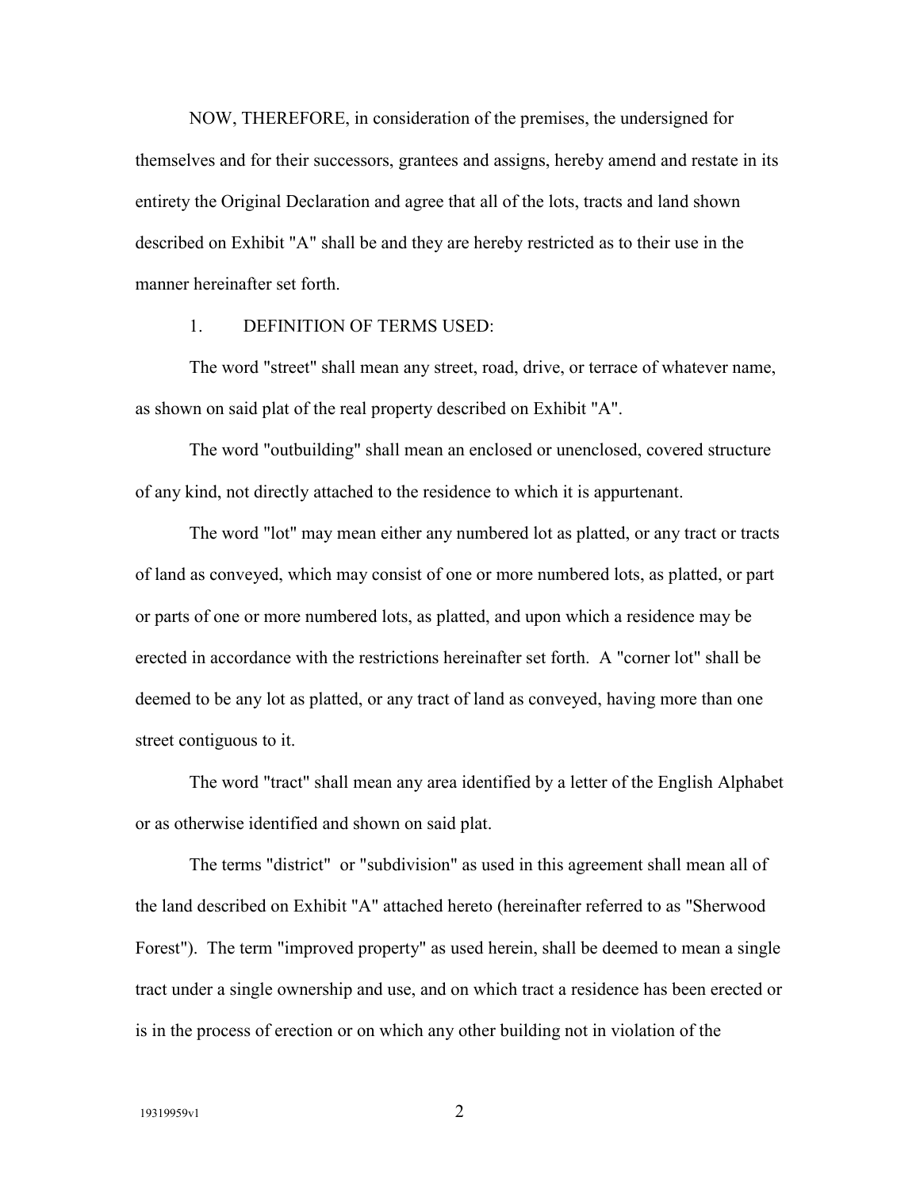NOW, THEREFORE, in consideration of the premises, the undersigned for themselves and for their successors, grantees and assigns, hereby amend and restate in its entirety the Original Declaration and agree that all of the lots, tracts and land shown described on Exhibit "A" shall be and they are hereby restricted as to their use in the manner hereinafter set forth.

1. DEFINITION OF TERMS USED:

The word "street" shall mean any street, road, drive, or terrace of whatever name, as shown on said plat of the real property described on Exhibit "A".

The word "outbuilding" shall mean an enclosed or unenclosed, covered structure of any kind, not directly attached to the residence to which it is appurtenant.

The word "lot" may mean either any numbered lot as platted, or any tract or tracts of land as conveyed, which may consist of one or more numbered lots, as platted, or part or parts of one or more numbered lots, as platted, and upon which a residence may be erected in accordance with the restrictions hereinafter set forth. A "corner lot" shall be deemed to be any lot as platted, or any tract of land as conveyed, having more than one street contiguous to it.

The word "tract" shall mean any area identified by a letter of the English Alphabet or as otherwise identified and shown on said plat.

The terms "district" or "subdivision" as used in this agreement shall mean all of the land described on Exhibit "A" attached hereto (hereinafter referred to as "Sherwood Forest"). The term "improved property" as used herein, shall be deemed to mean a single tract under a single ownership and use, and on which tract a residence has been erected or is in the process of erection or on which any other building not in violation of the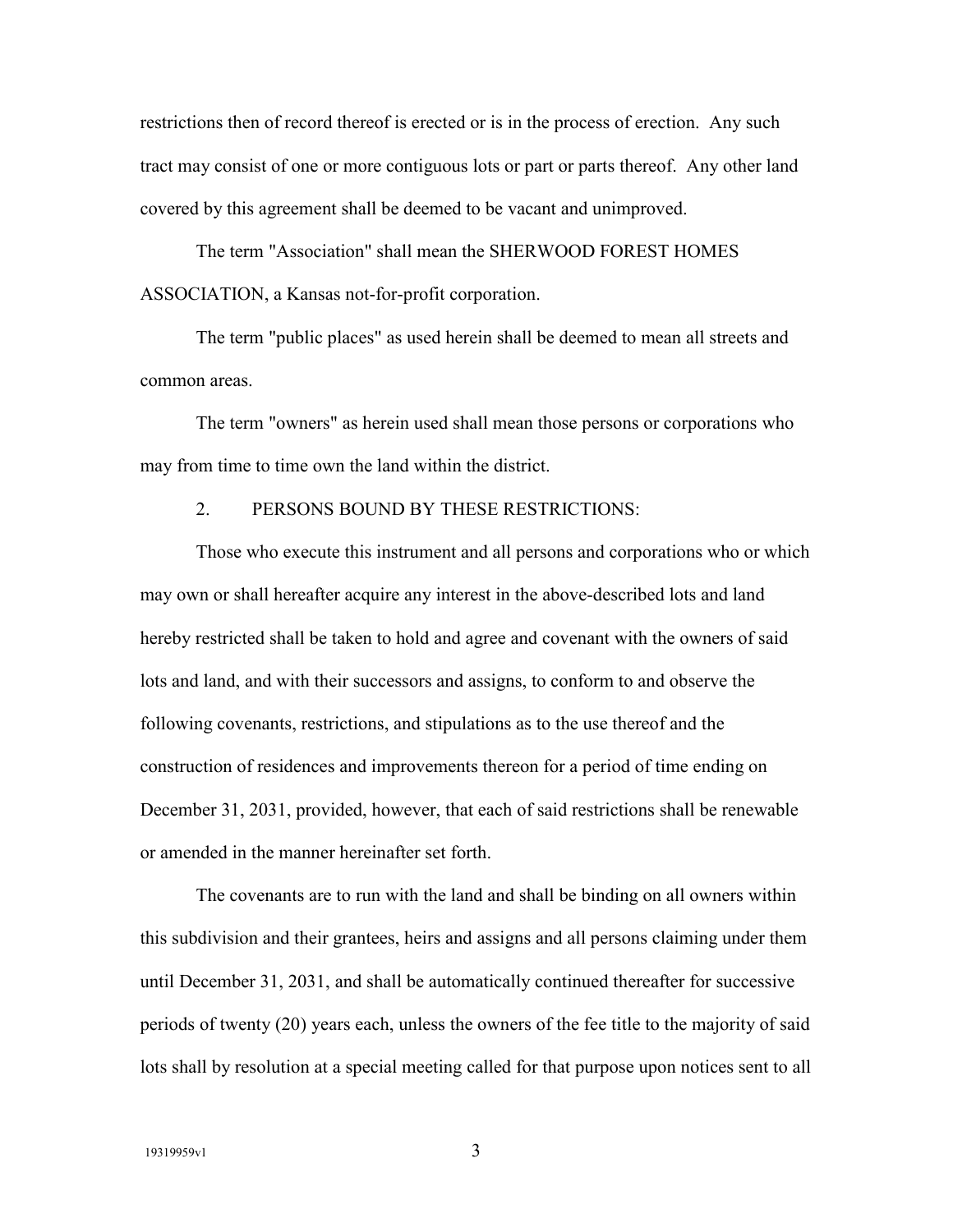restrictions then of record thereof is erected or is in the process of erection. Any such tract may consist of one or more contiguous lots or part or parts thereof. Any other land covered by this agreement shall be deemed to be vacant and unimproved.

The term "Association" shall mean the SHERWOOD FOREST HOMES ASSOCIATION, a Kansas not-for-profit corporation.

The term "public places" as used herein shall be deemed to mean all streets and common areas.

The term "owners" as herein used shall mean those persons or corporations who may from time to time own the land within the district.

2. PERSONS BOUND BY THESE RESTRICTIONS:

Those who execute this instrument and all persons and corporations who or which may own or shall hereafter acquire any interest in the above-described lots and land hereby restricted shall be taken to hold and agree and covenant with the owners of said lots and land, and with their successors and assigns, to conform to and observe the following covenants, restrictions, and stipulations as to the use thereof and the construction of residences and improvements thereon for a period of time ending on December 31, 2031, provided, however, that each of said restrictions shall be renewable or amended in the manner hereinafter set forth.

The covenants are to run with the land and shall be binding on all owners within this subdivision and their grantees, heirs and assigns and all persons claiming under them until December 31, 2031, and shall be automatically continued thereafter for successive periods of twenty (20) years each, unless the owners of the fee title to the majority of said lots shall by resolution at a special meeting called for that purpose upon notices sent to all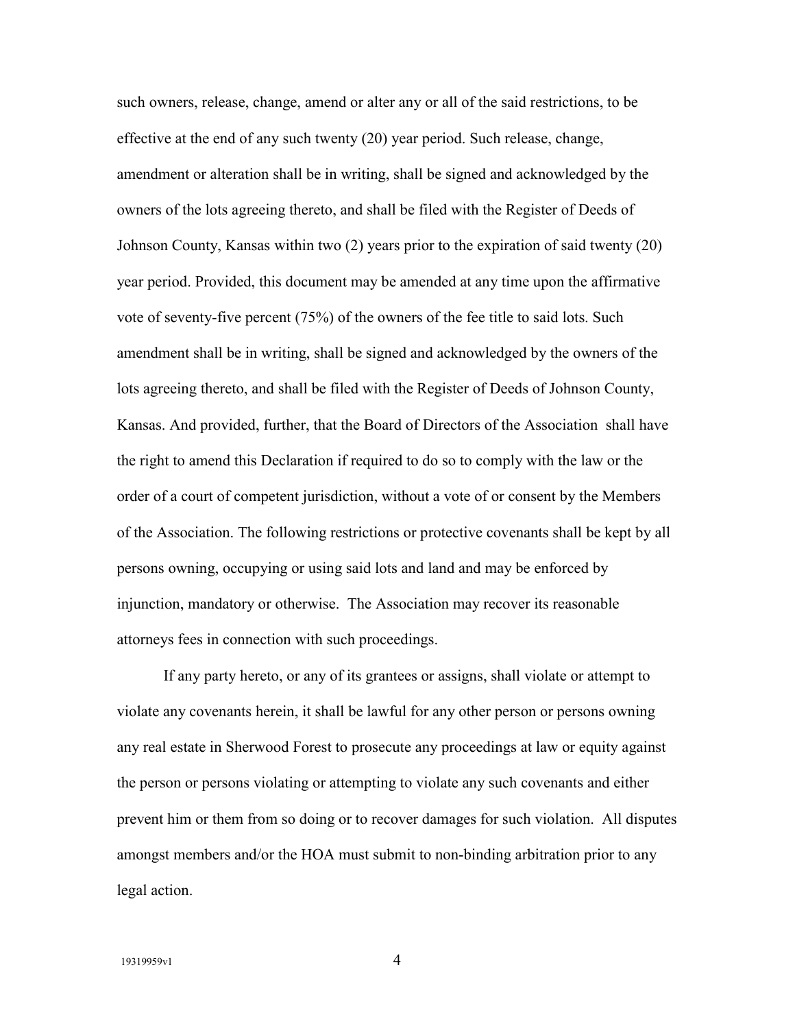such owners, release, change, amend or alter any or all of the said restrictions, to be effective at the end of any such twenty (20) year period. Such release, change, amendment or alteration shall be in writing, shall be signed and acknowledged by the owners of the lots agreeing thereto, and shall be filed with the Register of Deeds of Johnson County, Kansas within two (2) years prior to the expiration of said twenty (20) year period. Provided, this document may be amended at any time upon the affirmative vote of seventy-five percent (75%) of the owners of the fee title to said lots. Such amendment shall be in writing, shall be signed and acknowledged by the owners of the lots agreeing thereto, and shall be filed with the Register of Deeds of Johnson County, Kansas. And provided, further, that the Board of Directors of the Association shall have the right to amend this Declaration if required to do so to comply with the law or the order of a court of competent jurisdiction, without a vote of or consent by the Members of the Association. The following restrictions or protective covenants shall be kept by all persons owning, occupying or using said lots and land and may be enforced by injunction, mandatory or otherwise. The Association may recover its reasonable attorneys fees in connection with such proceedings.

If any party hereto, or any of its grantees or assigns, shall violate or attempt to violate any covenants herein, it shall be lawful for any other person or persons owning any real estate in Sherwood Forest to prosecute any proceedings at law or equity against the person or persons violating or attempting to violate any such covenants and either prevent him or them from so doing or to recover damages for such violation. All disputes amongst members and/or the HOA must submit to non-binding arbitration prior to any legal action.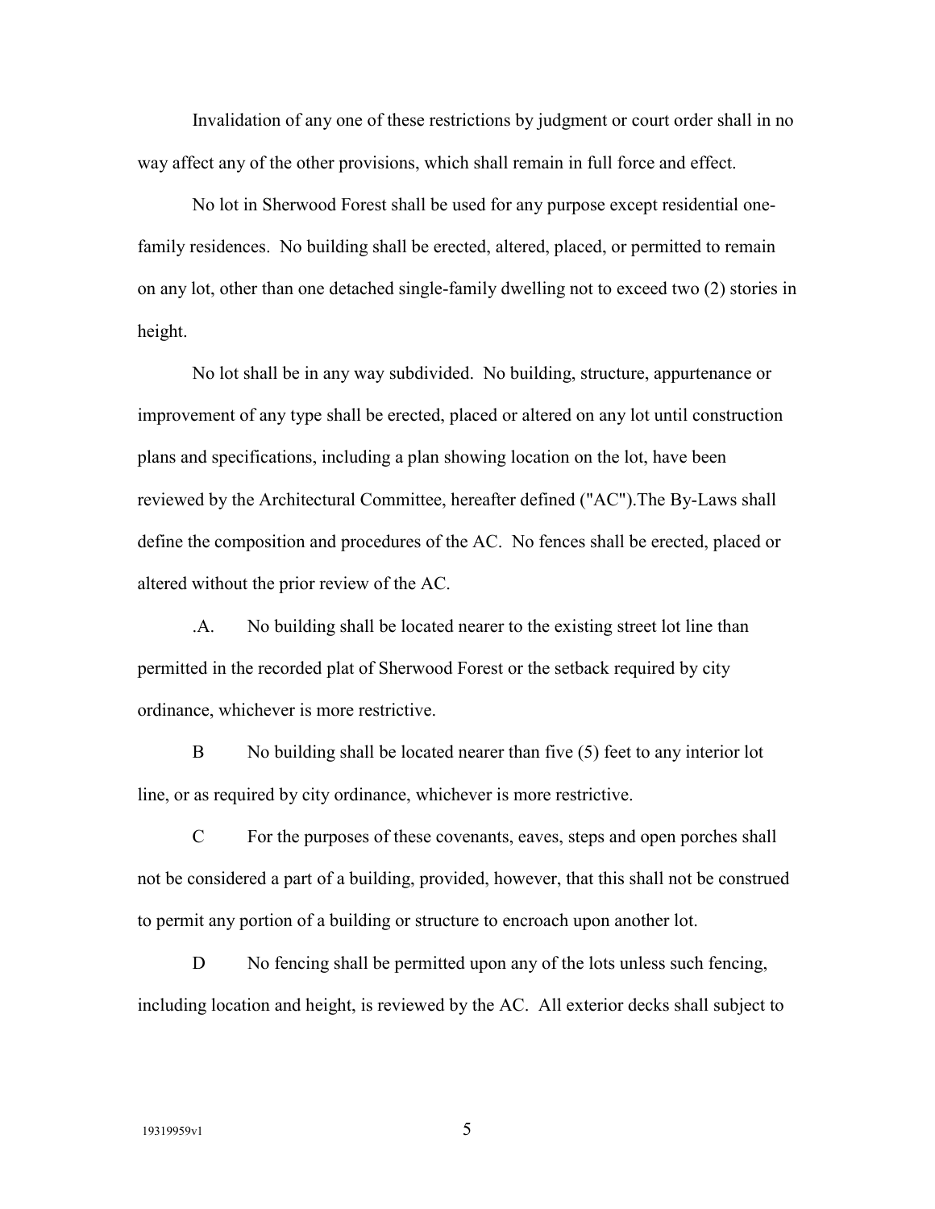Invalidation of any one of these restrictions by judgment or court order shall in no way affect any of the other provisions, which shall remain in full force and effect.

No lot in Sherwood Forest shall be used for any purpose except residential one-family residences. No building shall be erected, altered, placed, or permitted to remain on any lot, other than one detached single-family dwelling not to exceed two (2) stories in height.

No lot shall be in any way subdivided. No building, structure, appurtenance or improvement of any type shall be erected, placed or altered on any lot until construction plans and specifications, including a plan showing location on the lot, have been reviewed by the Architectural Committee, hereafter defined ("AC").The By-Laws shall define the composition and procedures of the AC. No fences shall be erected, placed or altered without the prior review of the AC.

.A. No building shall be located nearer to the existing street lot line than permitted in the recorded plat of Sherwood Forest or the setback required by city ordinance, whichever is more restrictive.

B No building shall be located nearer than five (5) feet to any interior lot line, or as required by city ordinance, whichever is more restrictive.

C For the purposes of these covenants, eaves, steps and open porches shall not be considered a part of a building, provided, however, that this shall not be construed to permit any portion of a building or structure to encroach upon another lot.

D No fencing shall be permitted upon any of the lots unless such fencing, including location and height, is reviewed by the AC. All exterior decks shall subject to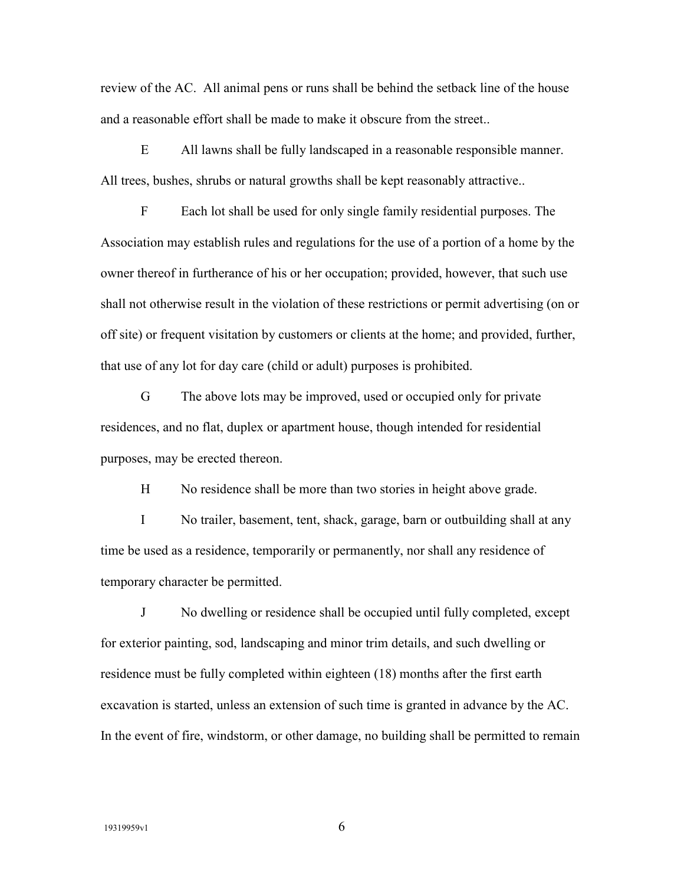review of the AC. All animal pens or runs shall be behind the setback line of the house and a reasonable effort shall be made to make it obscure from the street..

E All lawns shall be fully landscaped in a reasonable responsible manner. All trees, bushes, shrubs or natural growths shall be kept reasonably attractive..

F Each lot shall be used for only single family residential purposes. The Association may establish rules and regulations for the use of a portion of a home by the owner thereof in furtherance of his or her occupation; provided, however, that such use shall not otherwise result in the violation of these restrictions or permit advertising (on or off site) or frequent visitation by customers or clients at the home; and provided, further, that use of any lot for day care (child or adult) purposes is prohibited.

G The above lots may be improved, used or occupied only for private residences, and no flat, duplex or apartment house, though intended for residential purposes, may be erected thereon.

H No residence shall be more than two stories in height above grade.

I No trailer, basement, tent, shack, garage, barn or outbuilding shall at any time be used as a residence, temporarily or permanently, nor shall any residence of temporary character be permitted.

J No dwelling or residence shall be occupied until fully completed, except for exterior painting, sod, landscaping and minor trim details, and such dwelling or residence must be fully completed within eighteen (18) months after the first earth excavation is started, unless an extension of such time is granted in advance by the AC. In the event of fire, windstorm, or other damage, no building shall be permitted to remain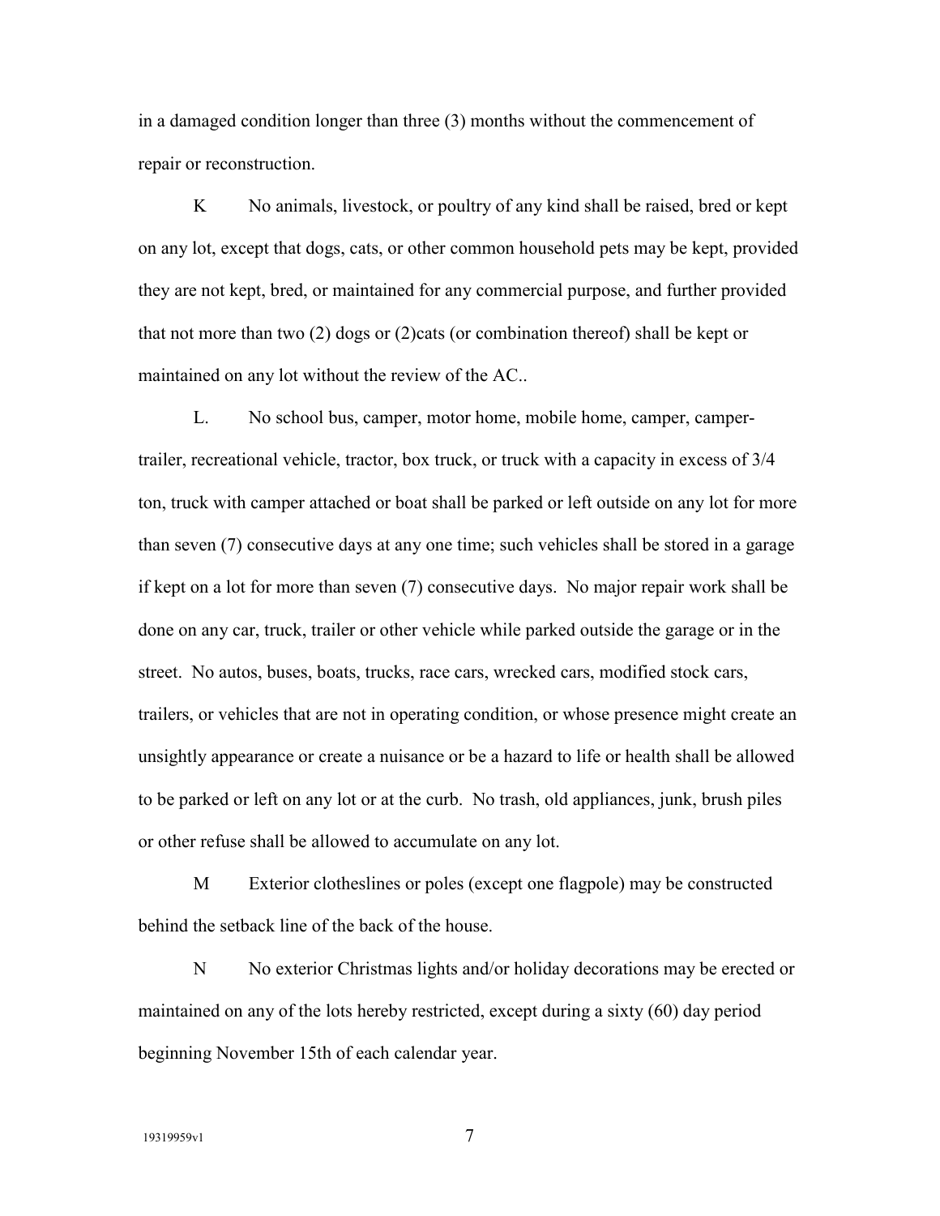in a damaged condition longer than three (3) months without the commencement of repair or reconstruction.

K No animals, livestock, or poultry of any kind shall be raised, bred or kept on any lot, except that dogs, cats, or other common household pets may be kept, provided they are not kept, bred, or maintained for any commercial purpose, and further provided that not more than two (2) dogs or (2)cats (or combination thereof) shall be kept or maintained on any lot without the review of the AC..

L. No school bus, camper, motor home, mobile home, camper, camper-trailer, recreational vehicle, tractor, box truck, or truck with a capacity in excess of 3/4 ton, truck with camper attached or boat shall be parked or left outside on any lot for more than seven (7) consecutive days at any one time; such vehicles shall be stored in a garage if kept on a lot for more than seven (7) consecutive days. No major repair work shall be done on any car, truck, trailer or other vehicle while parked outside the garage or in the street. No autos, buses, boats, trucks, race cars, wrecked cars, modified stock cars, trailers, or vehicles that are not in operating condition, or whose presence might create an unsightly appearance or create a nuisance or be a hazard to life or health shall be allowed to be parked or left on any lot or at the curb. No trash, old appliances, junk, brush piles or other refuse shall be allowed to accumulate on any lot.

M Exterior clotheslines or poles (except one flagpole) may be constructed behind the setback line of the back of the house.

N No exterior Christmas lights and/or holiday decorations may be erected or maintained on any of the lots hereby restricted, except during a sixty (60) day period beginning November 15th of each calendar year.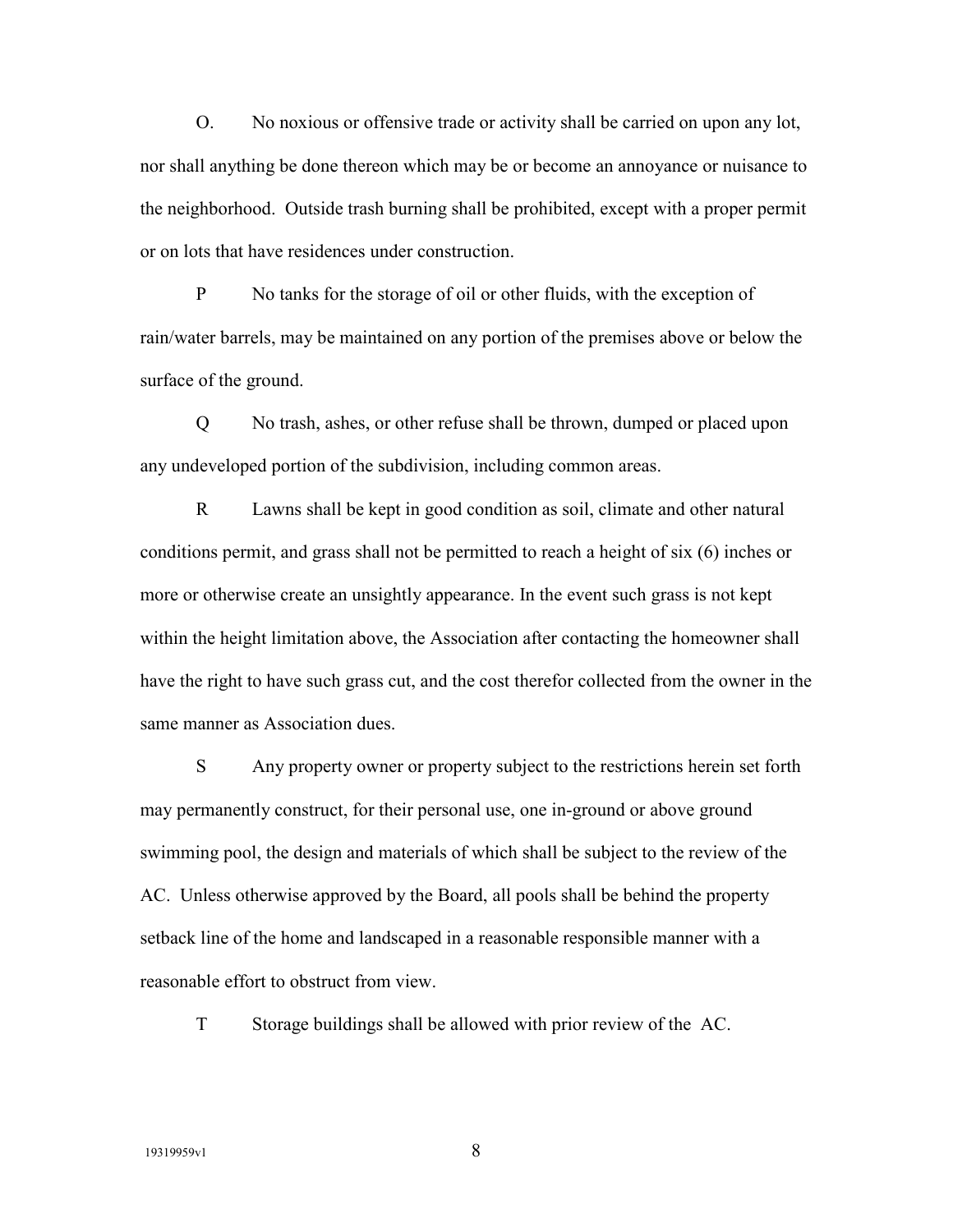O. No noxious or offensive trade or activity shall be carried on upon any lot, nor shall anything be done thereon which may be or become an annoyance or nuisance to the neighborhood. Outside trash burning shall be prohibited, except with a proper permit or on lots that have residences under construction.

P No tanks for the storage of oil or other fluids, with the exception of rain/water barrels, may be maintained on any portion of the premises above or below the surface of the ground.

Q No trash, ashes, or other refuse shall be thrown, dumped or placed upon any undeveloped portion of the subdivision, including common areas.

R Lawns shall be kept in good condition as soil, climate and other natural conditions permit, and grass shall not be permitted to reach a height of six (6) inches or more or otherwise create an unsightly appearance. In the event such grass is not kept within the height limitation above, the Association after contacting the homeowner shall have the right to have such grass cut, and the cost therefor collected from the owner in the same manner as Association dues.

S Any property owner or property subject to the restrictions herein set forth may permanently construct, for their personal use, one in-ground or above ground swimming pool, the design and materials of which shall be subject to the review of the AC. Unless otherwise approved by the Board, all pools shall be behind the property setback line of the home and landscaped in a reasonable responsible manner with a reasonable effort to obstruct from view.

T Storage buildings shall be allowed with prior review of the AC.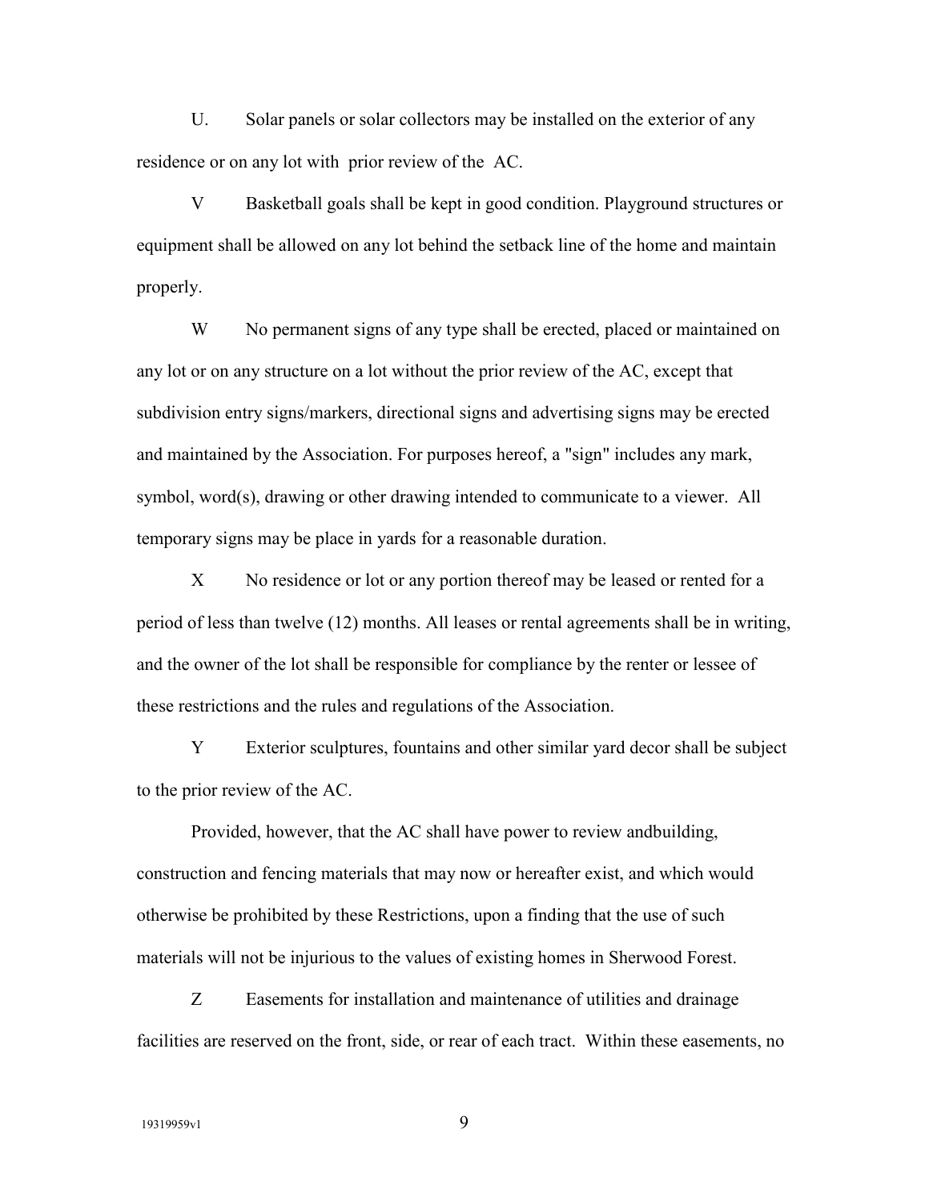U. Solar panels or solar collectors may be installed on the exterior of any residence or on any lot with prior review of the AC.

V Basketball goals shall be kept in good condition. Playground structures or equipment shall be allowed on any lot behind the setback line of the home and maintain properly.

W No permanent signs of any type shall be erected, placed or maintained on any lot or on any structure on a lot without the prior review of the AC, except that subdivision entry signs/markers, directional signs and advertising signs may be erected and maintained by the Association. For purposes hereof, a "sign" includes any mark, symbol, word(s), drawing or other drawing intended to communicate to a viewer. All temporary signs may be place in yards for a reasonable duration.

X No residence or lot or any portion thereof may be leased or rented for a period of less than twelve (12) months. All leases or rental agreements shall be in writing, and the owner of the lot shall be responsible for compliance by the renter or lessee of these restrictions and the rules and regulations of the Association.

Y Exterior sculptures, fountains and other similar yard decor shall be subject to the prior review of the AC.

Provided, however, that the AC shall have power to review andbuilding, construction and fencing materials that may now or hereafter exist, and which would otherwise be prohibited by these Restrictions, upon a finding that the use of such materials will not be injurious to the values of existing homes in Sherwood Forest.

Z Easements for installation and maintenance of utilities and drainage facilities are reserved on the front, side, or rear of each tract. Within these easements, no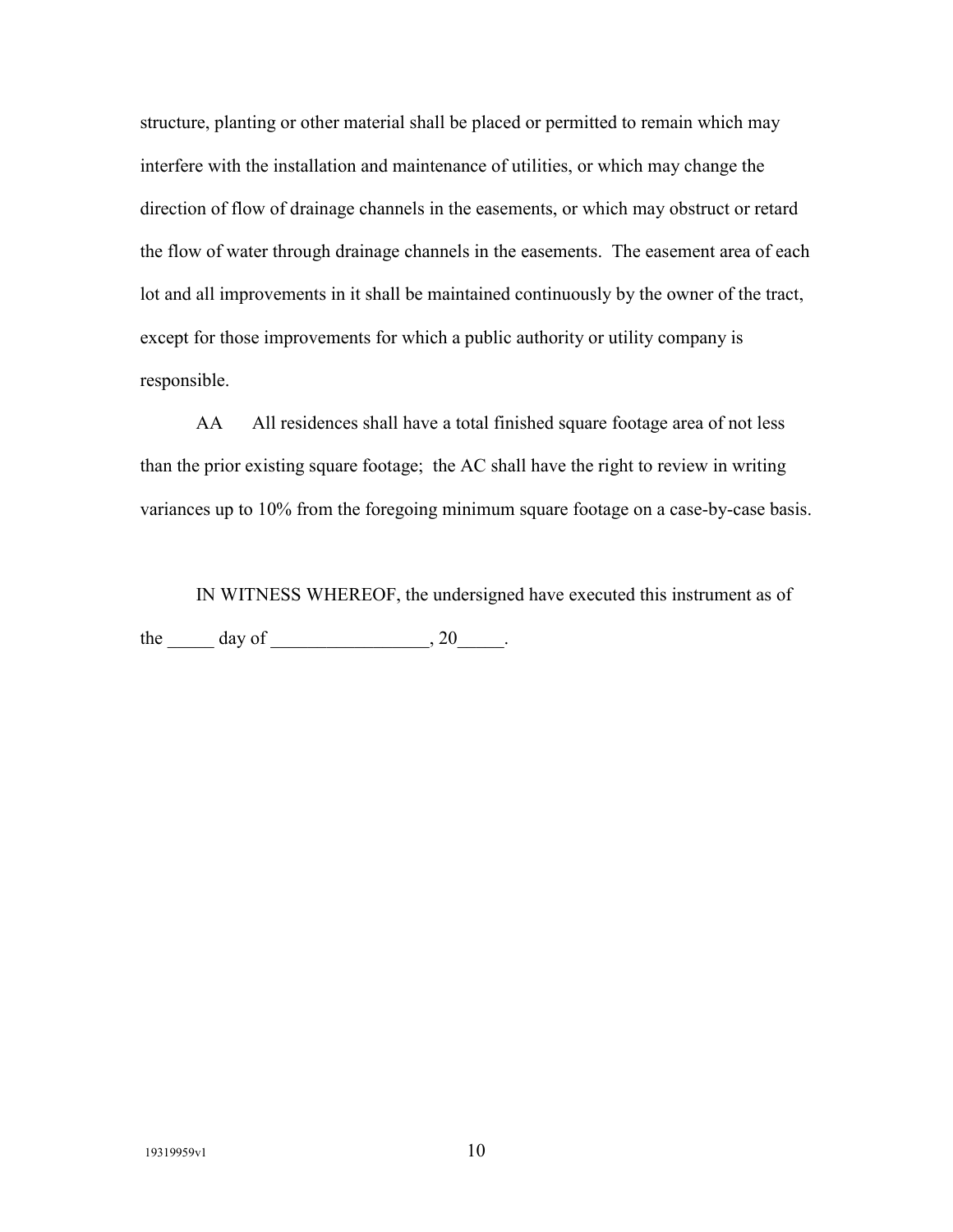structure, planting or other material shall be placed or permitted to remain which may interfere with the installation and maintenance of utilities, or which may change the direction of flow of drainage channels in the easements, or which may obstruct or retard the flow of water through drainage channels in the easements. The easement area of each lot and all improvements in it shall be maintained continuously by the owner of the tract, except for those improvements for which a public authority or utility company is responsible.

AA All residences shall have a total finished square footage area of not less than the prior existing square footage; the AC shall have the right to review in writing variances up to 10% from the foregoing minimum square footage on a case-by-case basis.

IN WITNESS WHEREOF, the undersigned have executed this instrument as of the _____ day of _________________, 20_____.

19319959v1